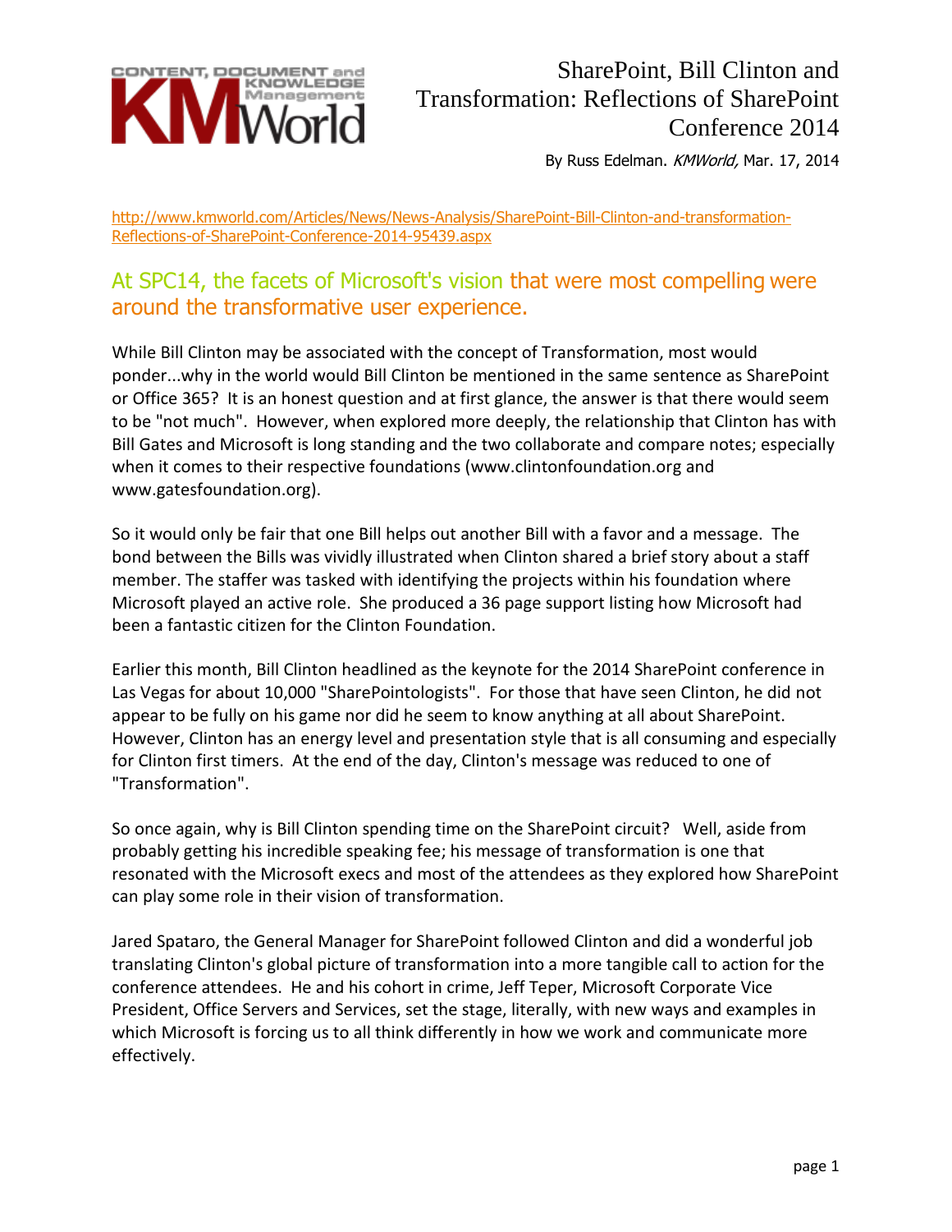# SharePoint, Bill Clinton and Transformation: Reflections of SharePoint Conference 2014

By Russ Edelman. *KMWorld,* Mar. 17, 2014

http://www.kmworld.com/Articles/News/News-Analysis/SharePoint-Bill-Clinton-and-transformation-Reflections-of-SharePoint-Conference-2014-95439.aspx

## At SPC14, the facets of Microsoft's vision that were most compelling were around the transformative user experience.

While Bill Clinton may be associated with the concept of Transformation, most would ponder...why in the world would Bill Clinton be mentioned in the same sentence as SharePoint or Office 365? It is an honest question and at first glance, the answer is that there would seem to be "not much". However, when explored more deeply, the relationship that Clinton has with Bill Gates and Microsoft is long standing and the two collaborate and compare notes; especially when it comes to their respective foundations (www.clintonfoundation.org and www.gatesfoundation.org).

So it would only be fair that one Bill helps out another Bill with a favor and a message. The bond between the Bills was vividly illustrated when Clinton shared a brief story about a staff member. The staffer was tasked with identifying the projects within his foundation where Microsoft played an active role. She produced a 36 page support listing how Microsoft had been a fantastic citizen for the Clinton Foundation.

Earlier this month, Bill Clinton headlined as the keynote for the 2014 SharePoint conference in Las Vegas for about 10,000 "SharePointologists". For those that have seen Clinton, he did not appear to be fully on his game nor did he seem to know anything at all about SharePoint. However, Clinton has an energy level and presentation style that is all consuming and especially for Clinton first timers. At the end of the day, Clinton's message was reduced to one of "Transformation".

So once again, why is Bill Clinton spending time on the SharePoint circuit? Well, aside from probably getting his incredible speaking fee; his message of transformation is one that resonated with the Microsoft execs and most of the attendees as they explored how SharePoint can play some role in their vision of transformation.

Jared Spataro, the General Manager for SharePoint followed Clinton and did a wonderful job translating Clinton's global picture of transformation into a more tangible call to action for the conference attendees. He and his cohort in crime, Jeff Teper, Microsoft Corporate Vice President, Office Servers and Services, set the stage, literally, with new ways and examples in which Microsoft is forcing us to all think differently in how we work and communicate more effectively.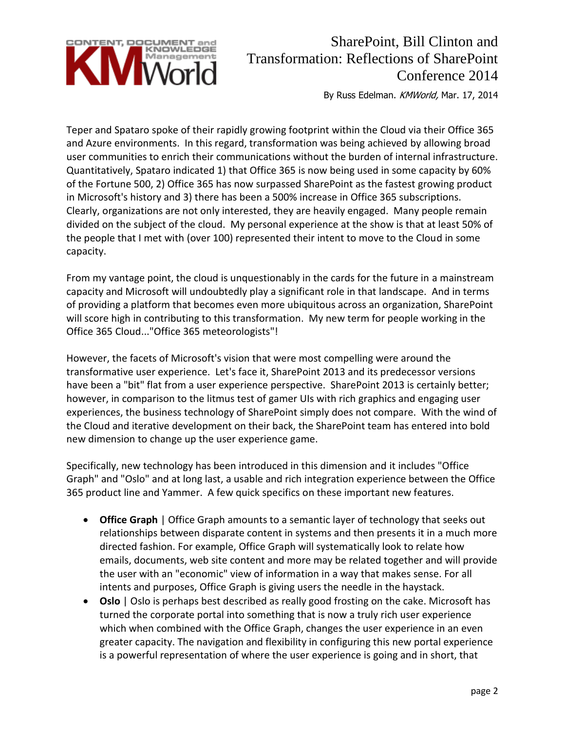Teper and Spataro spoke of their rapidly growing footprint within the Cloud via their Office 365 and Azure environments. In this regard, transformation was being achieved by allowing broad user communities to enrich their communications without the burden of internal infrastructure. Quantitatively, Spataro indicated 1) that Office 365 is now being used in some capacity by 60% of the Fortune 500, 2) Office 365 has now surpassed SharePoint as the fastest growing product in Microsoft's history and 3) there has been a 500% increase in Office 365 subscriptions. Clearly, organizations are not only interested, they are heavily engaged. Many people remain divided on the subject of the cloud. My personal experience at the show is that at least 50% of the people that I met with (over 100) represented their intent to move to the Cloud in some capacity.

From my vantage point, the cloud is unquestionably in the cards for the future in a mainstream capacity and Microsoft will undoubtedly play a significant role in that landscape. And in terms of providing a platform that becomes even more ubiquitous across an organization, SharePoint will score high in contributing to this transformation. My new term for people working in the Office 365 Cloud..."Office 365 meteorologists"!

However, the facets of Microsoft's vision that were most compelling were around the transformative user experience. Let's face it, SharePoint 2013 and its predecessor versions have been a "bit" flat from a user experience perspective. SharePoint 2013 is certainly better; however, in comparison to the litmus test of gamer UIs with rich graphics and engaging user experiences, the business technology of SharePoint simply does not compare. With the wind of the Cloud and iterative development on their back, the SharePoint team has entered into bold new dimension to change up the user experience game.

Specifically, new technology has been introduced in this dimension and it includes "Office Graph" and "Oslo" and at long last, a usable and rich integration experience between the Office 365 product line and Yammer. A few quick specifics on these important new features.

- **Office Graph** | Office Graph amounts to a semantic layer of technology that seeks out relationships between disparate content in systems and then presents it in a much more directed fashion. For example, Office Graph will systematically look to relate how emails, documents, web site content and more may be related together and will provide the user with an "economic" view of information in a way that makes sense. For all intents and purposes, Office Graph is giving users the needle in the haystack.
- **Oslo** | Oslo is perhaps best described as really good frosting on the cake. Microsoft has turned the corporate portal into something that is now a truly rich user experience which when combined with the Office Graph, changes the user experience in an even greater capacity. The navigation and flexibility in configuring this new portal experience is a powerful representation of where the user experience is going and in short, that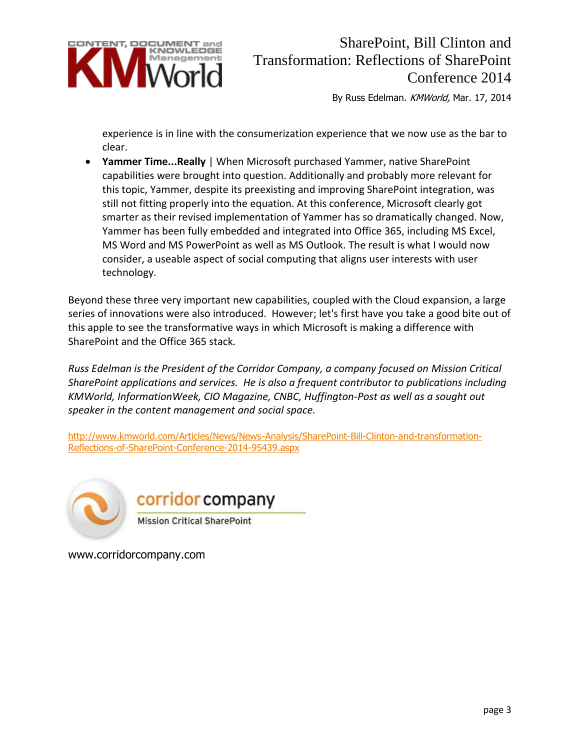experience is in line with the consumerization experience that we now use as the bar to clear.

- **Yammer Time...Really** | When Microsoft purchased Yammer, native SharePoint capabilities were brought into question. Additionally and probably more relevant for this topic, Yammer, despite its preexisting and improving SharePoint integration, was still not fitting properly into the equation. At this conference, Microsoft clearly got smarter as their revised implementation of Yammer has so dramatically changed. Now, Yammer has been fully embedded and integrated into Office 365, including MS Excel, MS Word and MS PowerPoint as well as MS Outlook. The result is what I would now consider, a useable aspect of social computing that aligns user interests with user technology.

Beyond these three very important new capabilities, coupled with the Cloud expansion, a large series of innovations were also introduced. However; let's first have you take a good bite out of this apple to see the transformative ways in which Microsoft is making a difference with SharePoint and the Office 365 stack.

*Russ Edelman is the President of the Corridor Company, a company focused on Mission Critical SharePoint applications and services. He is also a frequent contributor to publications including KMWorld, InformationWeek, CIO Magazine, CNBC, Huffington-Post as well as a sought out speaker in the content management and social space.*

http://www.kmworld.com/Articles/News/News-Analysis/SharePoint-Bill-Clinton-and-transformation-Reflections-of-SharePoint-Conference-2014-95439.aspx

corridor company

Mission Critical SharePoint

www.corridorcompany.com